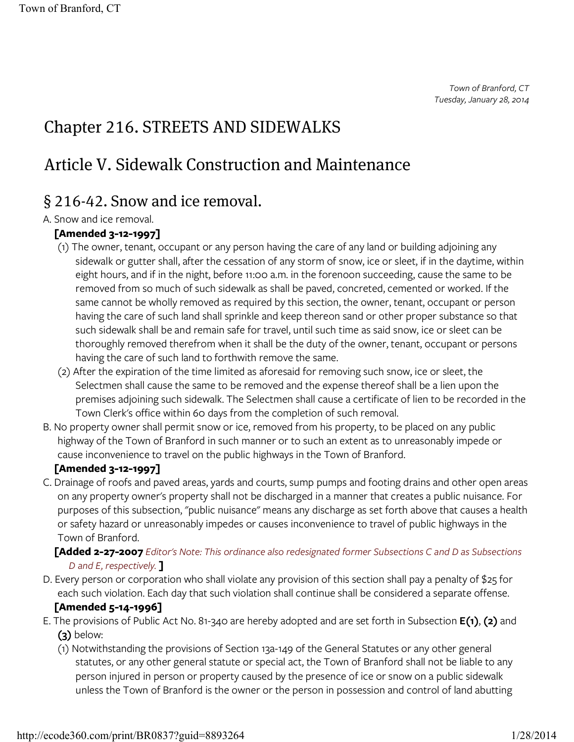Town of Branford, CT
Tuesday, January 28, 2014

# Chapter 216. STREETS AND SIDEWALKS

# Article V. Sidewalk Construction and Maintenance

## § 216-42. Snow and ice removal.

A. Snow and ice removal.

**[Amended 3-12-1997]**

(1) The owner, tenant, occupant or any person having the care of any land or building adjoining any sidewalk or gutter shall, after the cessation of any storm of snow, ice or sleet, if in the daytime, within eight hours, and if in the night, before 11:00 a.m. in the forenoon succeeding, cause the same to be removed from so much of such sidewalk as shall be paved, concreted, cemented or worked. If the same cannot be wholly removed as required by this section, the owner, tenant, occupant or person having the care of such land shall sprinkle and keep thereon sand or other proper substance so that such sidewalk shall be and remain safe for travel, until such time as said snow, ice or sleet can be thoroughly removed therefrom when it shall be the duty of the owner, tenant, occupant or persons having the care of such land to forthwith remove the same.

(2) After the expiration of the time limited as aforesaid for removing such snow, ice or sleet, the Selectmen shall cause the same to be removed and the expense thereof shall be a lien upon the premises adjoining such sidewalk. The Selectmen shall cause a certificate of lien to be recorded in the Town Clerk's office within 60 days from the completion of such removal.

B. No property owner shall permit snow or ice, removed from his property, to be placed on any public highway of the Town of Branford in such manner or to such an extent as to unreasonably impede or cause inconvenience to travel on the public highways in the Town of Branford.

**[Amended 3-12-1997]**

C. Drainage of roofs and paved areas, yards and courts, sump pumps and footing drains and other open areas on any property owner's property shall not be discharged in a manner that creates a public nuisance. For purposes of this subsection, "public nuisance" means any discharge as set forth above that causes a health or safety hazard or unreasonably impedes or causes inconvenience to travel of public highways in the Town of Branford.

**[Added 2-27-2007** *Editor's Note: This ordinance also redesignated former Subsections C and D as Subsections D and E, respectively.* **]**

D. Every person or corporation who shall violate any provision of this section shall pay a penalty of $25 for each such violation. Each day that such violation shall continue shall be considered a separate offense.

**[Amended 5-14-1996]**

E. The provisions of Public Act No. 81-340 are hereby adopted and are set forth in Subsection **E(1)**, **(2)** and **(3)** below:

(1) Notwithstanding the provisions of Section 13a-149 of the General Statutes or any other general statutes, or any other general statute or special act, the Town of Branford shall not be liable to any person injured in person or property caused by the presence of ice or snow on a public sidewalk unless the Town of Branford is the owner or the person in possession and control of land abutting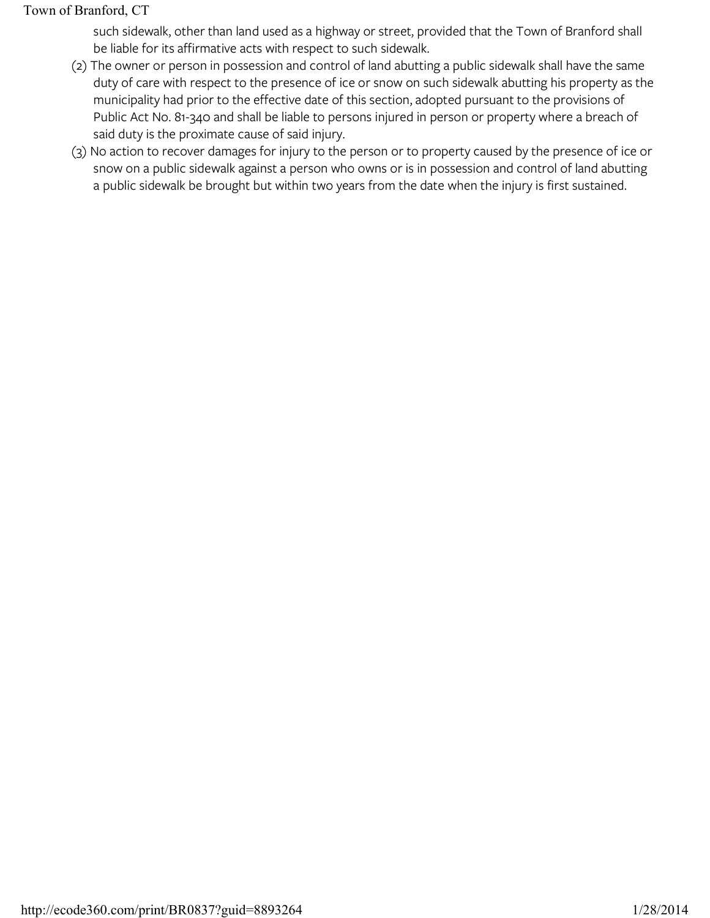such sidewalk, other than land used as a highway or street, provided that the Town of Branford shall be liable for its affirmative acts with respect to such sidewalk.

(2) The owner or person in possession and control of land abutting a public sidewalk shall have the same duty of care with respect to the presence of ice or snow on such sidewalk abutting his property as the municipality had prior to the effective date of this section, adopted pursuant to the provisions of Public Act No. 81-340 and shall be liable to persons injured in person or property where a breach of said duty is the proximate cause of said injury.

(3) No action to recover damages for injury to the person or to property caused by the presence of ice or snow on a public sidewalk against a person who owns or is in possession and control of land abutting a public sidewalk be brought but within two years from the date when the injury is first sustained.